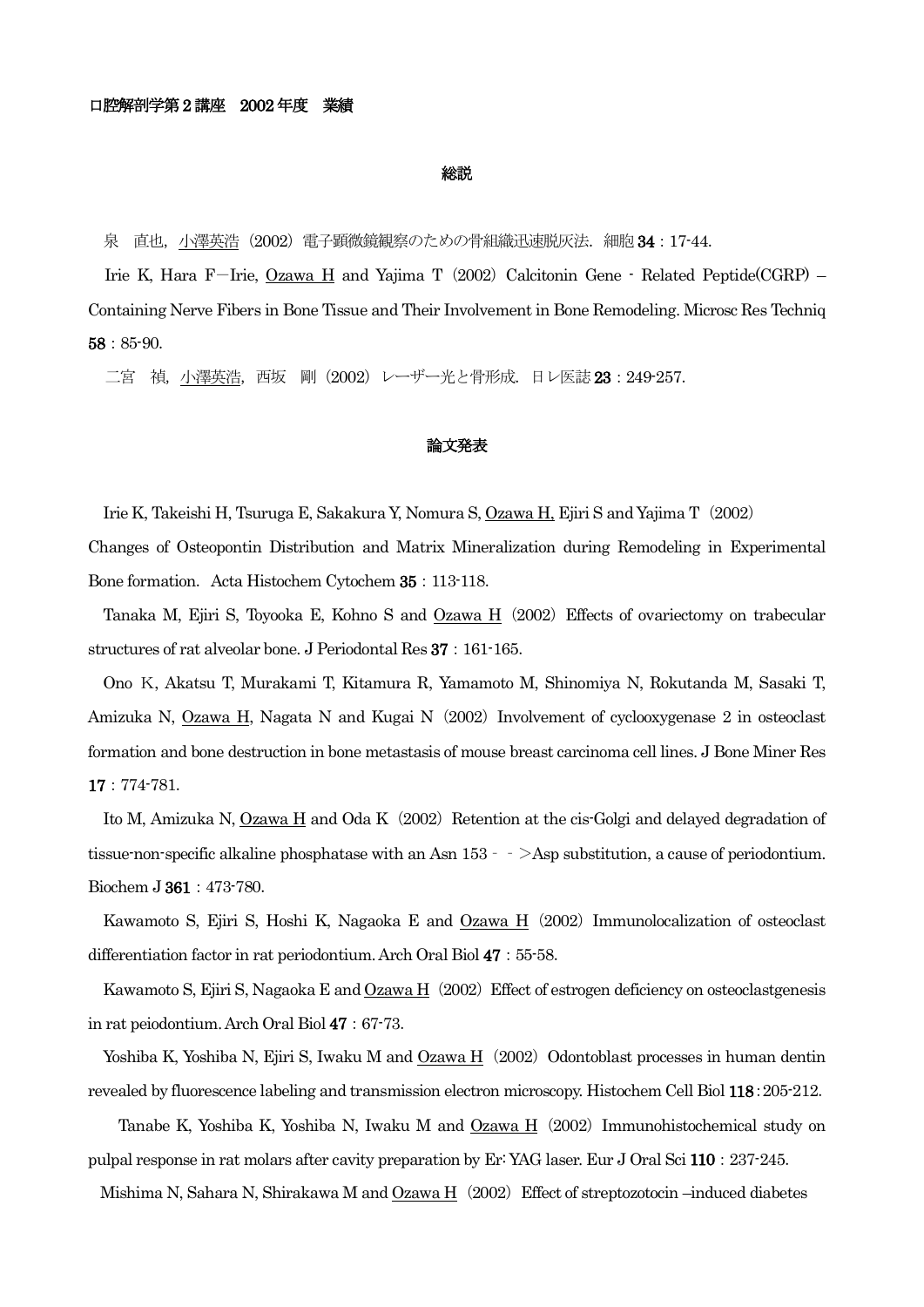口腔解剖学第２講座　2002 年度　業績

## 総説

泉　直也，小澤英浩（2002）電子顕微鏡観察のための骨組織迅速脱灰法．細胞 **34**：17-44.

Irie K, Hara F－Irie, Ozawa H and Yajima T（2002）Calcitonin Gene - Related Peptide(CGRP) – Containing Nerve Fibers in Bone Tissue and Their Involvement in Bone Remodeling. Microsc Res Techniq **58**：85-90.

二宮　禎，小澤英浩，西坂　剛（2002）レーザー光と骨形成．日レ医誌 **23**：249-257.

## 論文発表

Irie K, Takeishi H, Tsuruga E, Sakakura Y, Nomura S, Ozawa H, Ejiri S and Yajima T（2002）Changes of Osteopontin Distribution and Matrix Mineralization during Remodeling in Experimental Bone formation. Acta Histochem Cytochem **35**：113-118.

Tanaka M, Ejiri S, Toyooka E, Kohno S and Ozawa H（2002）Effects of ovariectomy on trabecular structures of rat alveolar bone. J Periodontal Res **37**：161-165.

Ono K, Akatsu T, Murakami T, Kitamura R, Yamamoto M, Shinomiya N, Rokutanda M, Sasaki T, Amizuka N, Ozawa H, Nagata N and Kugai N（2002）Involvement of cyclooxygenase 2 in osteoclast formation and bone destruction in bone metastasis of mouse breast carcinoma cell lines. J Bone Miner Res **17**：774-781.

Ito M, Amizuka N, Ozawa H and Oda K（2002）Retention at the cis-Golgi and delayed degradation of tissue-non-specific alkaline phosphatase with an Asn 153 - - >Asp substitution, a cause of periodontium. Biochem J **361**：473-780.

Kawamoto S, Ejiri S, Hoshi K, Nagaoka E and Ozawa H（2002）Immunolocalization of osteoclast differentiation factor in rat periodontium. Arch Oral Biol **47**：55-58.

Kawamoto S, Ejiri S, Nagaoka E and Ozawa H（2002）Effect of estrogen deficiency on osteoclastgenesis in rat peiodontium. Arch Oral Biol **47**：67-73.

Yoshiba K, Yoshiba N, Ejiri S, Iwaku M and Ozawa H（2002）Odontoblast processes in human dentin revealed by fluorescence labeling and transmission electron microscopy. Histochem Cell Biol **118**：205-212.

Tanabe K, Yoshiba K, Yoshiba N, Iwaku M and Ozawa H（2002）Immunohistochemical study on pulpal response in rat molars after cavity preparation by Er: YAG laser. Eur J Oral Sci **110**：237-245.

Mishima N, Sahara N, Shirakawa M and Ozawa H（2002）Effect of streptozotocin –induced diabetes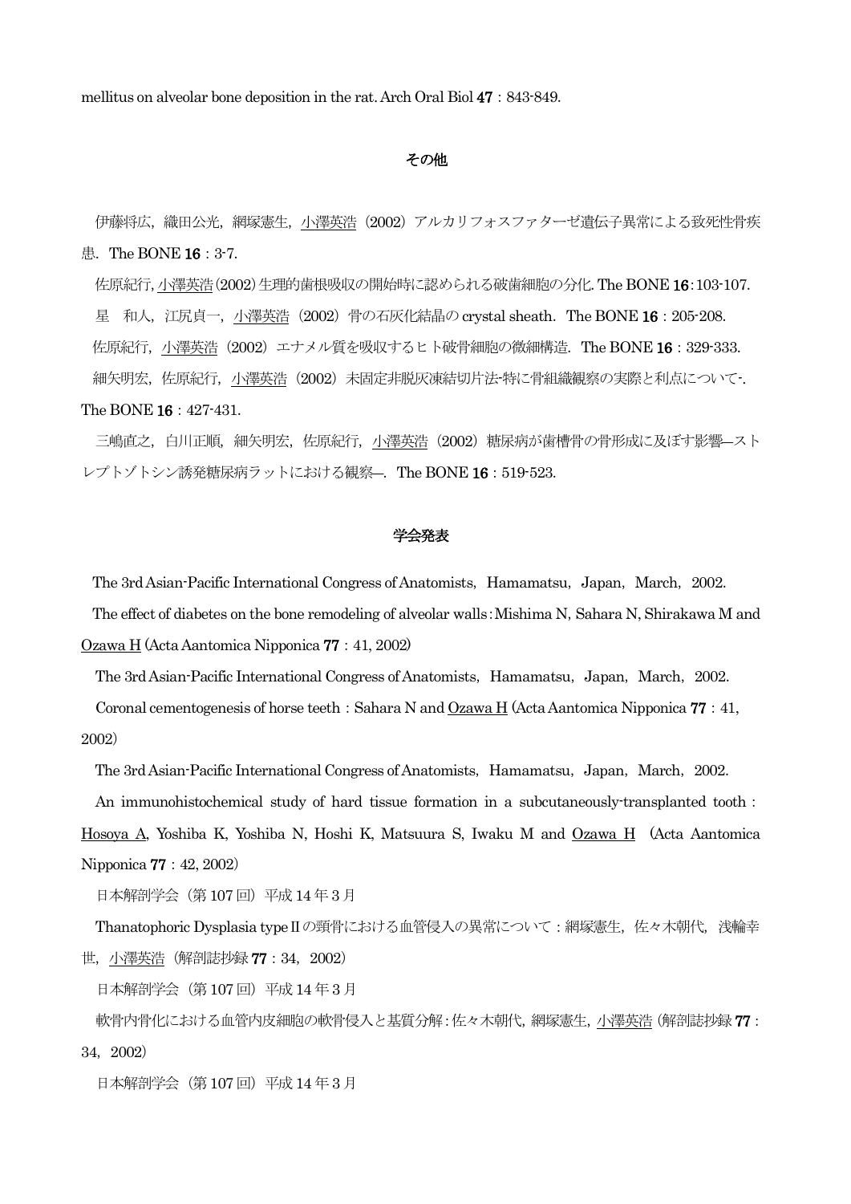mellitus on alveolar bone deposition in the rat. Arch Oral Biol **47**：843-849.

## その他

伊藤将広，織田公光，網塚憲生，<u>小澤英浩</u>（2002）アルカリフォスファターゼ遺伝子異常による致死性骨疾患．The BONE **16**：3-7.

佐原紀行, <u>小澤英浩</u>(2002) 生理的歯根吸収の開始時に認められる破歯細胞の分化. The BONE **16**:103-107.

星　和人，江尻貞一，<u>小澤英浩</u>（2002）骨の石灰化結晶の crystal sheath．The BONE **16**：205-208.

佐原紀行，<u>小澤英浩</u>（2002）エナメル質を吸収するヒト破骨細胞の微細構造．The BONE **16**：329-333.

細矢明宏，佐原紀行，<u>小澤英浩</u>（2002）未固定非脱灰凍結切片法-特に骨組織観察の実際と利点について-. The BONE **16**：427-431.

三嶋直之，白川正順，細矢明宏，佐原紀行，<u>小澤英浩</u>（2002）糖尿病が歯槽骨の骨形成に及ぼす影響—ストレプトゾトシン誘発糖尿病ラットにおける観察—．The BONE **16**：519-523.

## 学会発表

The 3rd Asian-Pacific International Congress of Anatomists，Hamamatsu，Japan，March，2002.

The effect of diabetes on the bone remodeling of alveolar walls : Mishima N, Sahara N, Shirakawa M and <u>Ozawa H</u> (Acta Aantomica Nipponica **77**：41, 2002)

The 3rd Asian-Pacific International Congress of Anatomists，Hamamatsu，Japan，March，2002.

Coronal cementogenesis of horse teeth：Sahara N and <u>Ozawa H</u> (Acta Aantomica Nipponica **77**：41, 2002)

The 3rd Asian-Pacific International Congress of Anatomists，Hamamatsu，Japan，March，2002.

An immunohistochemical study of hard tissue formation in a subcutaneously-transplanted tooth：<u>Hosoya A</u>, Yoshiba K, Yoshiba N, Hoshi K, Matsuura S, Iwaku M and <u>Ozawa H</u>（Acta Aantomica Nipponica **77**：42, 2002）

日本解剖学会（第 107 回）平成 14 年 3 月

Thanatophoric Dysplasia type Ⅱの頸骨における血管侵入の異常について：網塚憲生，佐々木朝代，浅輪幸世，<u>小澤英浩</u>（解剖誌抄録 **77**：34，2002）

日本解剖学会（第 107 回）平成 14 年 3 月

軟骨内骨化における血管内皮細胞の軟骨侵入と基質分解：佐々木朝代，網塚憲生，<u>小澤英浩</u>（解剖誌抄録 **77**：34，2002）

日本解剖学会（第 107 回）平成 14 年 3 月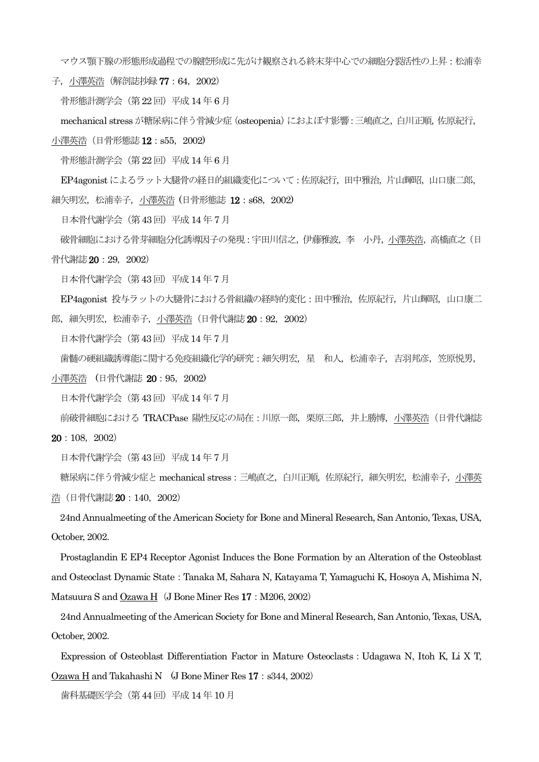マウス顎下腺の形態形成過程での腺腔形成に先がけ観察される終末芽中心での細胞分裂活性の上昇：松浦幸子，小澤英浩（解剖誌抄録 **77**：64，2002）

骨形態計測学会（第 22 回）平成 14 年 6 月

mechanical stress が糖尿病に伴う骨減少症（osteopenia）におよぼす影響：三嶋直之，白川正順，佐原紀行，小澤英浩（日骨形態誌 **12**：s55，2002）

骨形態計測学会（第 22 回）平成 14 年 6 月

EP4agonist によるラット大腿骨の経日的組織変化について：佐原紀行，田中雅治，片山輝昭，山口康二郎，細矢明宏，松浦幸子，小澤英浩（日骨形態誌 **12**：s68，2002）

日本骨代謝学会（第 43 回）平成 14 年 7 月

破骨細胞における骨芽細胞分化誘導因子の発現：宇田川信之，伊藤雅波，李　小丹，小澤英浩，高橋直之（日骨代謝誌 **20**：29，2002）

日本骨代謝学会（第 43 回）平成 14 年 7 月

EP4agonist 投与ラットの大腿骨における骨組織の経時的変化：田中雅治，佐原紀行，片山輝昭，山口康二郎，細矢明宏，松浦幸子，小澤英浩（日骨代謝誌 **20**：92，2002）

日本骨代謝学会（第 43 回）平成 14 年 7 月

歯髄の硬組織誘導能に関する免疫組織化学的研究：細矢明宏，星　和人，松浦幸子，吉羽邦彦，笠原悦男，小澤英浩　（日骨代謝誌 **20**：95，2002）

日本骨代謝学会（第 43 回）平成 14 年 7 月

前破骨細胞における TRACPase 陽性反応の局在：川原一郎，栗原三郎，井上勝博，小澤英浩（日骨代謝誌 **20**：108，2002）

日本骨代謝学会（第 43 回）平成 14 年 7 月

糖尿病に伴う骨減少症と mechanical stress：三嶋直之，白川正順，佐原紀行，細矢明宏，松浦幸子，小澤英浩（日骨代謝誌 **20**：140，2002）

24nd Annualmeeting of the American Society for Bone and Mineral Research, San Antonio, Texas, USA, October, 2002.

Prostaglandin E EP4 Receptor Agonist Induces the Bone Formation by an Alteration of the Osteoblast and Osteoclast Dynamic State：Tanaka M, Sahara N, Katayama T, Yamaguchi K, Hosoya A, Mishima N, Matsuura S and Ozawa H（J Bone Miner Res **17**：M206, 2002）

24nd Annualmeeting of the American Society for Bone and Mineral Research, San Antonio, Texas, USA, October, 2002.

Expression of Osteoblast Differentiation Factor in Mature Osteoclasts：Udagawa N, Itoh K, Li X T, Ozawa H and Takahashi N（J Bone Miner Res **17**：s344, 2002）

歯科基礎医学会（第 44 回）平成 14 年 10 月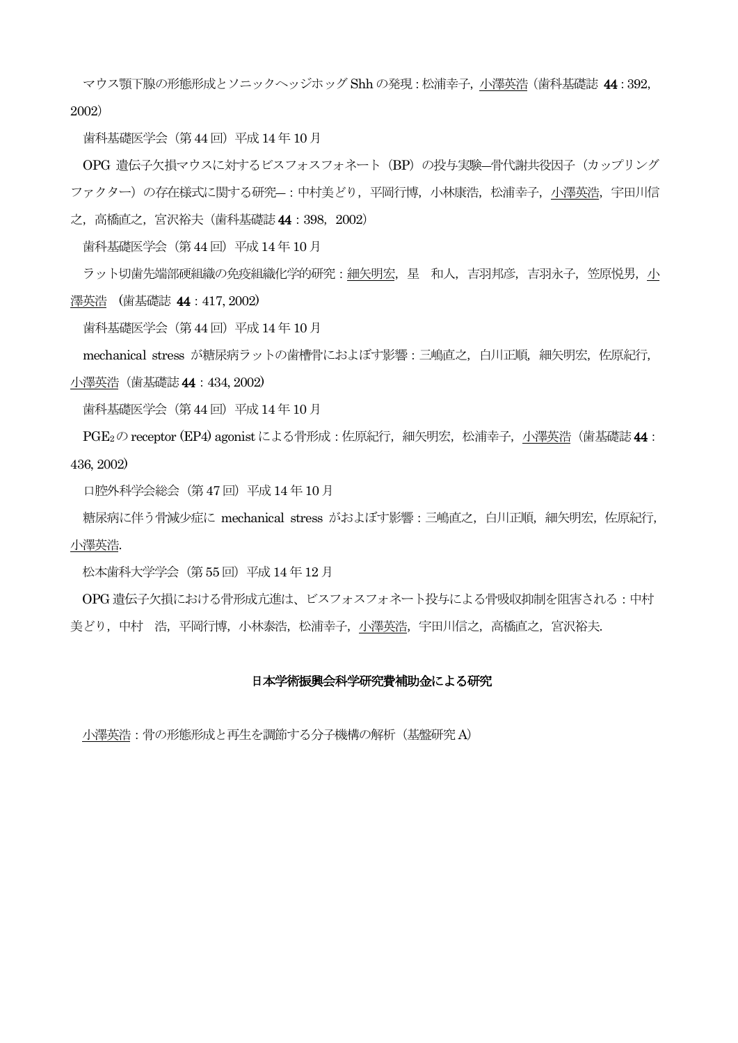マウス顎下腺の形態形成とソニックヘッジホッグ Shh の発現 : 松浦幸子, 小澤英浩（歯科基礎誌 **44** : 392, 2002）

歯科基礎医学会（第 44 回）平成 14 年 10 月

OPG 遺伝子欠損マウスに対するビスフォスフォネート（BP）の投与実験─骨代謝共役因子（カップリングファクター）の存在様式に関する研究─ : 中村美どり，平岡行博，小林康浩，松浦幸子，小澤英浩，宇田川信之，高橋直之，宮沢裕夫（歯科基礎誌 **44** : 398，2002）

歯科基礎医学会（第 44 回）平成 14 年 10 月

ラット切歯先端部硬組織の免疫組織化学的研究 : 細矢明宏，星　和人，吉羽邦彦，吉羽永子，笠原悦男，小澤英浩　(歯基礎誌 **44** : 417, 2002)

歯科基礎医学会（第 44 回）平成 14 年 10 月

mechanical stress が糖尿病ラットの歯槽骨におよぼす影響 : 三嶋直之，白川正順，細矢明宏，佐原紀行，小澤英浩（歯基礎誌 **44** : 434, 2002)

歯科基礎医学会（第 44 回）平成 14 年 10 月

$PGE_2$ の receptor (EP4) agonist による骨形成 : 佐原紀行，細矢明宏，松浦幸子，小澤英浩（歯基礎誌 **44** : 436, 2002)

口腔外科学会総会（第 47 回）平成 14 年 10 月

糖尿病に伴う骨減少症に mechanical stress がおよぼす影響 : 三嶋直之，白川正順，細矢明宏，佐原紀行，小澤英浩.

松本歯科大学学会（第 55 回）平成 14 年 12 月

OPG 遺伝子欠損における骨形成亢進は、ビスフォスフォネート投与による骨吸収抑制を阻害される : 中村美どり，中村　浩，平岡行博，小林泰浩，松浦幸子，小澤英浩，宇田川信之，高橋直之，宮沢裕夫.

**日本学術振興会科学研究費補助金による研究**

小澤英浩 : 骨の形態形成と再生を調節する分子機構の解析（基盤研究 A）